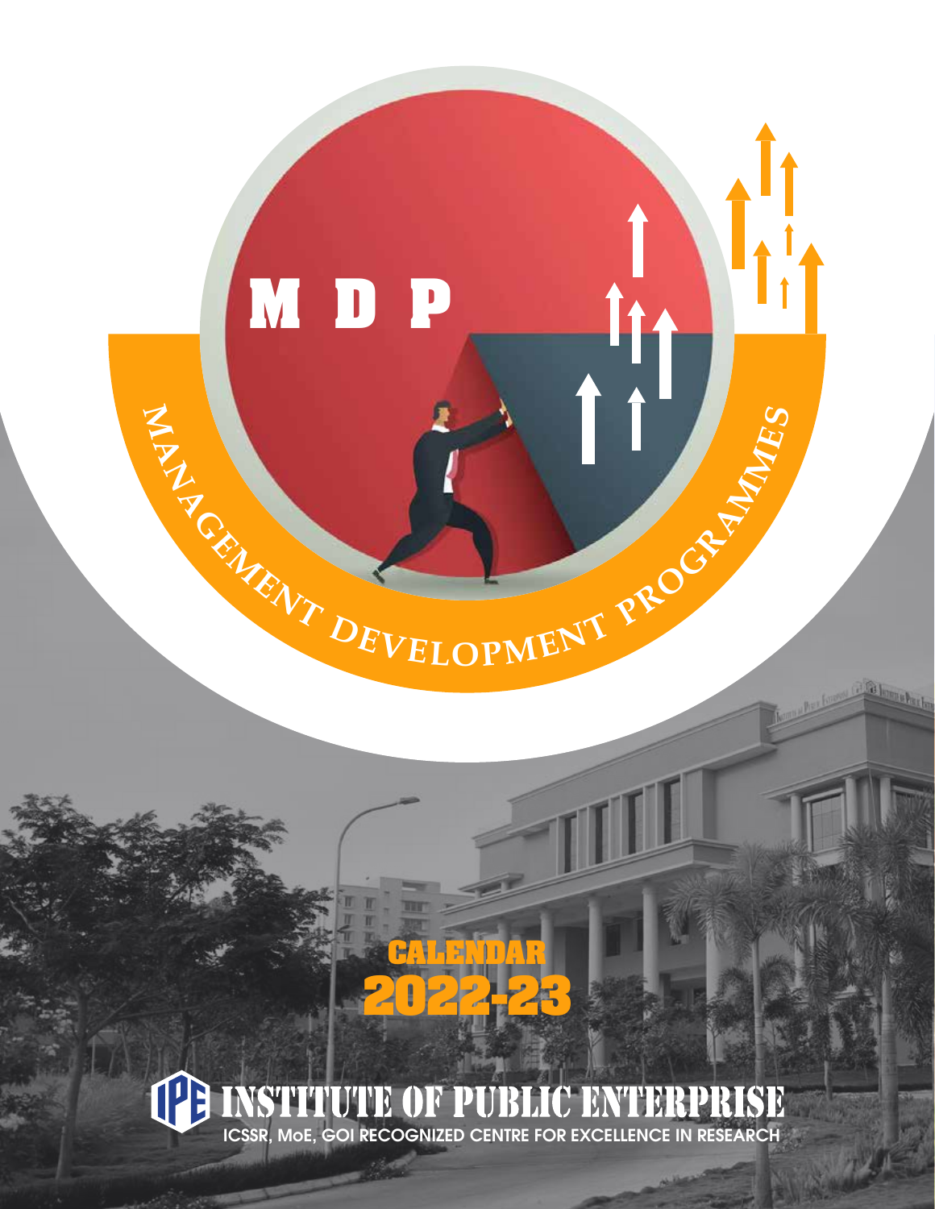# M D P

## MANAGEMENT DEVELOPMENT PROGRAMMES

## CALENDAR 2022-23

**INSTITUTE OF PUBLIC ENTERPRISE**

ICSSR, MoE, GOI RECOGNIZED CENTRE FOR EXCELLENCE IN RESEARCH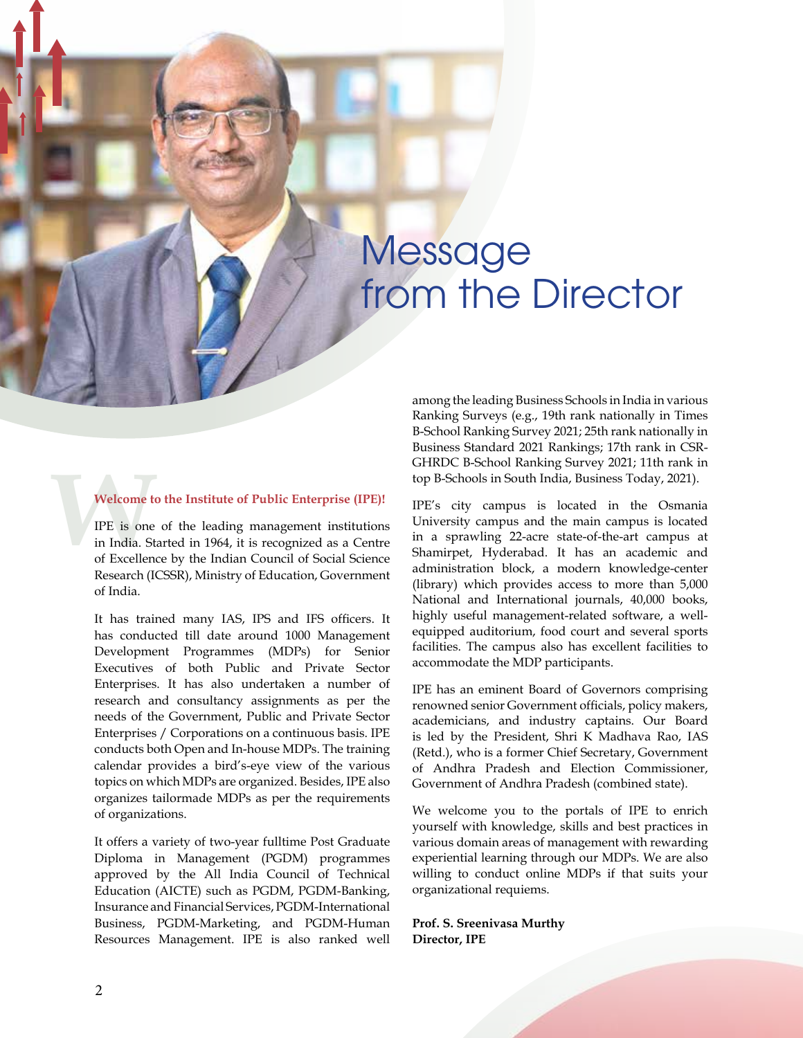# Message from the Director

**Welcome to the Institute of Public Enterprise (IPE)!**

IPE is one of the leading management institutions in India. Started in 1964, it is recognized as a Centre of Excellence by the Indian Council of Social Science Research (ICSSR), Ministry of Education, Government of India.

It has trained many IAS, IPS and IFS officers. It has conducted till date around 1000 Management Development Programmes (MDPs) for Senior Executives of both Public and Private Sector Enterprises. It has also undertaken a number of research and consultancy assignments as per the needs of the Government, Public and Private Sector Enterprises / Corporations on a continuous basis. IPE conducts both Open and In-house MDPs. The training calendar provides a bird's-eye view of the various topics on which MDPs are organized. Besides, IPE also organizes tailormade MDPs as per the requirements of organizations.

It offers a variety of two-year fulltime Post Graduate Diploma in Management (PGDM) programmes approved by the All India Council of Technical Education (AICTE) such as PGDM, PGDM-Banking, Insurance and Financial Services, PGDM-International Business, PGDM-Marketing, and PGDM-Human Resources Management. IPE is also ranked well among the leading Business Schools in India in various Ranking Surveys (e.g., 19th rank nationally in Times B-School Ranking Survey 2021; 25th rank nationally in Business Standard 2021 Rankings; 17th rank in CSR-GHRDC B-School Ranking Survey 2021; 11th rank in top B-Schools in South India, Business Today, 2021).

IPE's city campus is located in the Osmania University campus and the main campus is located in a sprawling 22-acre state-of-the-art campus at Shamirpet, Hyderabad. It has an academic and administration block, a modern knowledge-center (library) which provides access to more than 5,000 National and International journals, 40,000 books, highly useful management-related software, a well-equipped auditorium, food court and several sports facilities. The campus also has excellent facilities to accommodate the MDP participants.

IPE has an eminent Board of Governors comprising renowned senior Government officials, policy makers, academicians, and industry captains. Our Board is led by the President, Shri K Madhava Rao, IAS (Retd.), who is a former Chief Secretary, Government of Andhra Pradesh and Election Commissioner, Government of Andhra Pradesh (combined state).

We welcome you to the portals of IPE to enrich yourself with knowledge, skills and best practices in various domain areas of management with rewarding experiential learning through our MDPs. We are also willing to conduct online MDPs if that suits your organizational requiems.

**Prof. S. Sreenivasa Murthy**
**Director, IPE**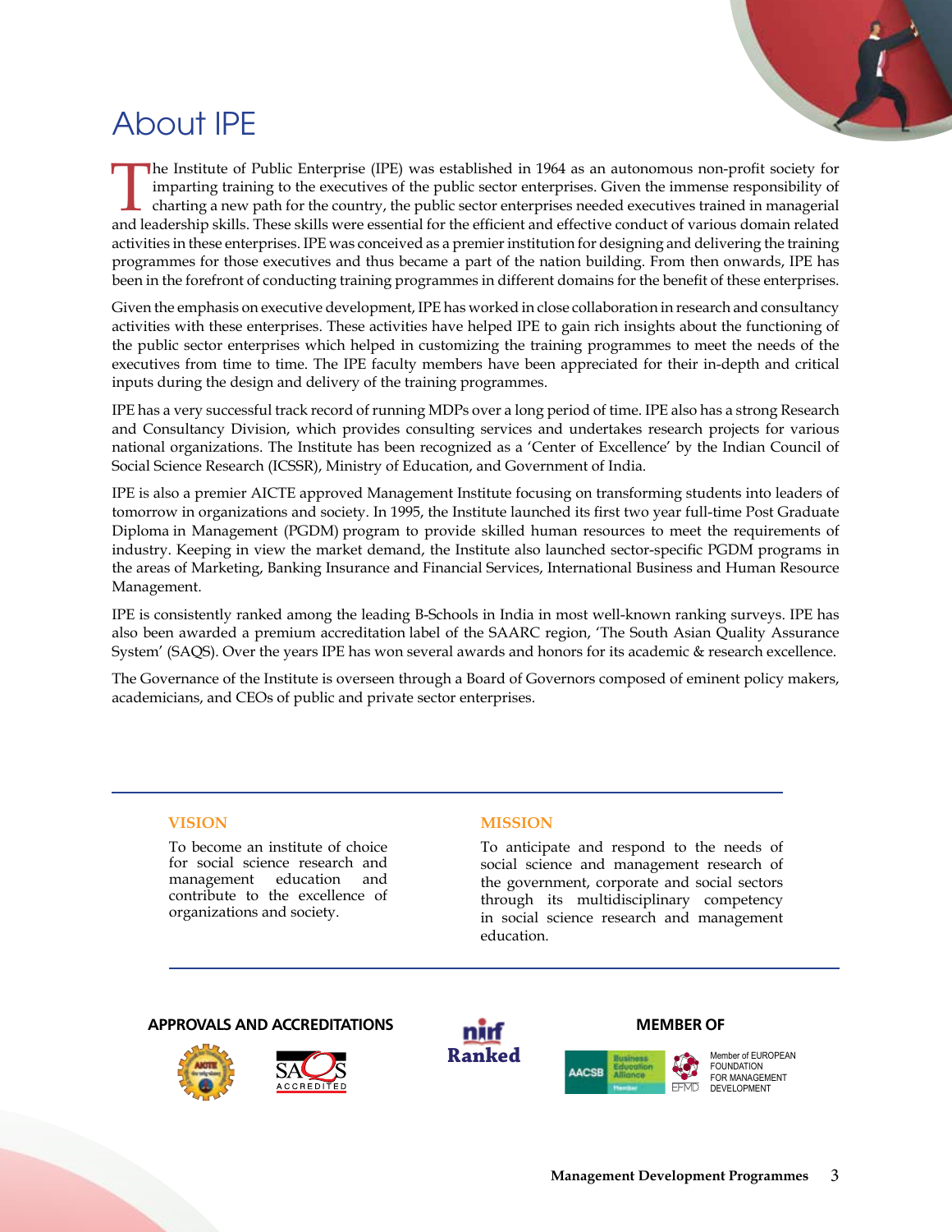# About IPE

The Institute of Public Enterprise (IPE) was established in 1964 as an autonomous non-profit society for imparting training to the executives of the public sector enterprises. Given the immense responsibility of charting a new path for the country, the public sector enterprises needed executives trained in managerial and leadership skills. These skills were essential for the efficient and effective conduct of various domain related activities in these enterprises. IPE was conceived as a premier institution for designing and delivering the training programmes for those executives and thus became a part of the nation building. From then onwards, IPE has been in the forefront of conducting training programmes in different domains for the benefit of these enterprises.

Given the emphasis on executive development, IPE has worked in close collaboration in research and consultancy activities with these enterprises. These activities have helped IPE to gain rich insights about the functioning of the public sector enterprises which helped in customizing the training programmes to meet the needs of the executives from time to time. The IPE faculty members have been appreciated for their in-depth and critical inputs during the design and delivery of the training programmes.

IPE has a very successful track record of running MDPs over a long period of time. IPE also has a strong Research and Consultancy Division, which provides consulting services and undertakes research projects for various national organizations. The Institute has been recognized as a 'Center of Excellence' by the Indian Council of Social Science Research (ICSSR), Ministry of Education, and Government of India.

IPE is also a premier AICTE approved Management Institute focusing on transforming students into leaders of tomorrow in organizations and society. In 1995, the Institute launched its first two year full-time Post Graduate Diploma in Management (PGDM) program to provide skilled human resources to meet the requirements of industry. Keeping in view the market demand, the Institute also launched sector-specific PGDM programs in the areas of Marketing, Banking Insurance and Financial Services, International Business and Human Resource Management.

IPE is consistently ranked among the leading B-Schools in India in most well-known ranking surveys. IPE has also been awarded a premium accreditation label of the SAARC region, 'The South Asian Quality Assurance System' (SAQS). Over the years IPE has won several awards and honors for its academic & research excellence.

The Governance of the Institute is overseen through a Board of Governors composed of eminent policy makers, academicians, and CEOs of public and private sector enterprises.

### VISION

To become an institute of choice for social science research and management education and contribute to the excellence of organizations and society.

### MISSION

To anticipate and respond to the needs of social science and management research of the government, corporate and social sectors through its multidisciplinary competency in social science research and management education.

**APPROVALS AND ACCREDITATIONS**

AICTE

SAQS ACCREDITED

nirf Ranked

**MEMBER OF**

AACSB Business Education Alliance Member

EFMD Member of EUROPEAN FOUNDATION FOR MANAGEMENT DEVELOPMENT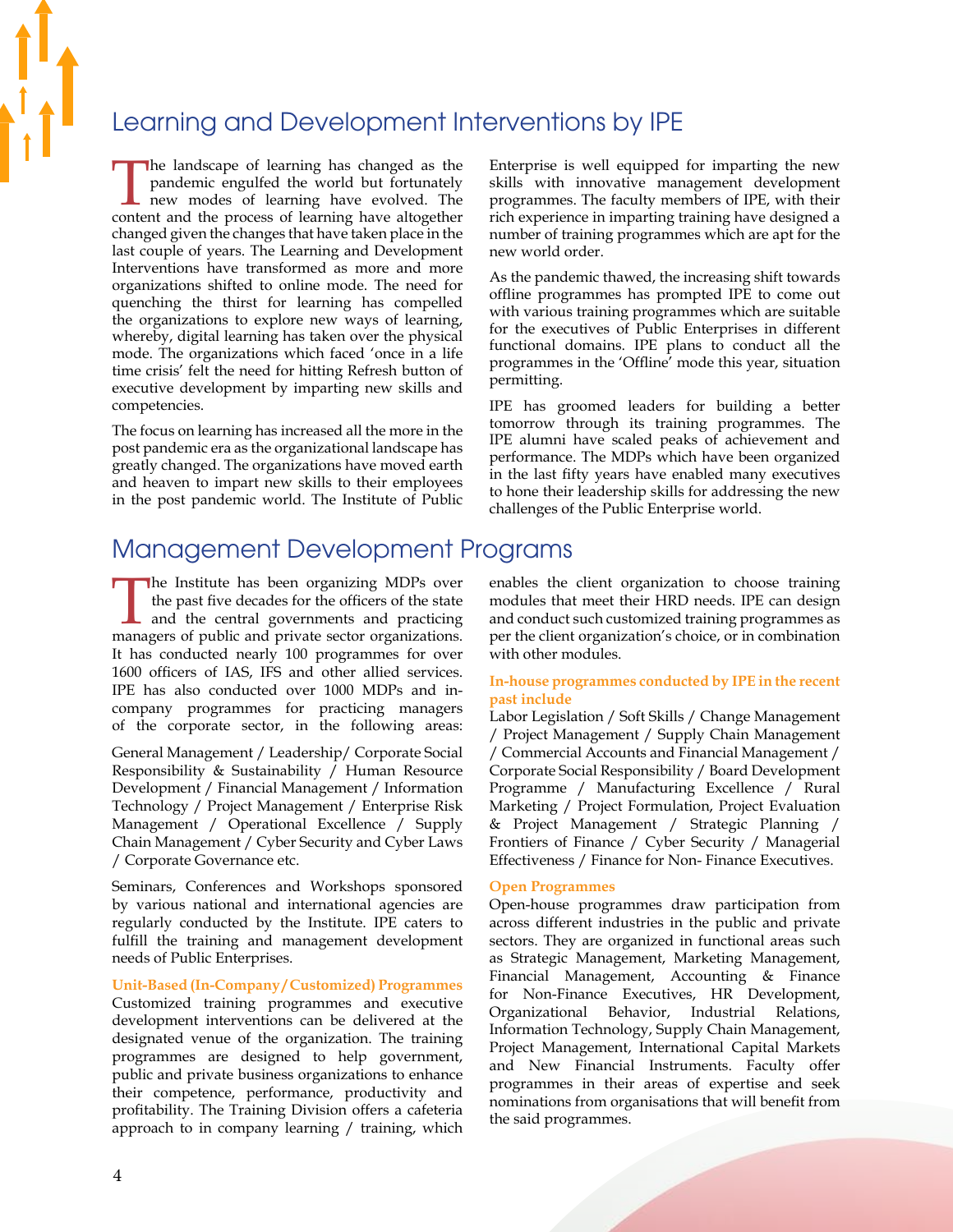## Learning and Development Interventions by IPE

The landscape of learning has changed as the pandemic engulfed the world but fortunately new modes of learning have evolved. The content and the process of learning have altogether changed given the changes that have taken place in the last couple of years. The Learning and Development Interventions have transformed as more and more organizations shifted to online mode. The need for quenching the thirst for learning has compelled the organizations to explore new ways of learning, whereby, digital learning has taken over the physical mode. The organizations which faced 'once in a life time crisis' felt the need for hitting Refresh button of executive development by imparting new skills and competencies.

The focus on learning has increased all the more in the post pandemic era as the organizational landscape has greatly changed. The organizations have moved earth and heaven to impart new skills to their employees in the post pandemic world. The Institute of Public Enterprise is well equipped for imparting the new skills with innovative management development programmes. The faculty members of IPE, with their rich experience in imparting training have designed a number of training programmes which are apt for the new world order.

As the pandemic thawed, the increasing shift towards offline programmes has prompted IPE to come out with various training programmes which are suitable for the executives of Public Enterprises in different functional domains. IPE plans to conduct all the programmes in the 'Offline' mode this year, situation permitting.

IPE has groomed leaders for building a better tomorrow through its training programmes. The IPE alumni have scaled peaks of achievement and performance. The MDPs which have been organized in the last fifty years have enabled many executives to hone their leadership skills for addressing the new challenges of the Public Enterprise world.

## Management Development Programs

The Institute has been organizing MDPs over the past five decades for the officers of the state and the central governments and practicing managers of public and private sector organizations. It has conducted nearly 100 programmes for over 1600 officers of IAS, IFS and other allied services. IPE has also conducted over 1000 MDPs and in-company programmes for practicing managers of the corporate sector, in the following areas:

General Management / Leadership/ Corporate Social Responsibility & Sustainability / Human Resource Development / Financial Management / Information Technology / Project Management / Enterprise Risk Management / Operational Excellence / Supply Chain Management / Cyber Security and Cyber Laws / Corporate Governance etc.

Seminars, Conferences and Workshops sponsored by various national and international agencies are regularly conducted by the Institute. IPE caters to fulfill the training and management development needs of Public Enterprises.

### Unit-Based (In-Company/Customized) Programmes

Customized training programmes and executive development interventions can be delivered at the designated venue of the organization. The training programmes are designed to help government, public and private business organizations to enhance their competence, performance, productivity and profitability. The Training Division offers a cafeteria approach to in company learning / training, which enables the client organization to choose training modules that meet their HRD needs. IPE can design and conduct such customized training programmes as per the client organization's choice, or in combination with other modules.

### In-house programmes conducted by IPE in the recent past include

Labor Legislation / Soft Skills / Change Management / Project Management / Supply Chain Management / Commercial Accounts and Financial Management / Corporate Social Responsibility / Board Development Programme / Manufacturing Excellence / Rural Marketing / Project Formulation, Project Evaluation & Project Management / Strategic Planning / Frontiers of Finance / Cyber Security / Managerial Effectiveness / Finance for Non- Finance Executives.

### Open Programmes

Open-house programmes draw participation from across different industries in the public and private sectors. They are organized in functional areas such as Strategic Management, Marketing Management, Financial Management, Accounting & Finance for Non-Finance Executives, HR Development, Organizational Behavior, Industrial Relations, Information Technology, Supply Chain Management, Project Management, International Capital Markets and New Financial Instruments. Faculty offer programmes in their areas of expertise and seek nominations from organisations that will benefit from the said programmes.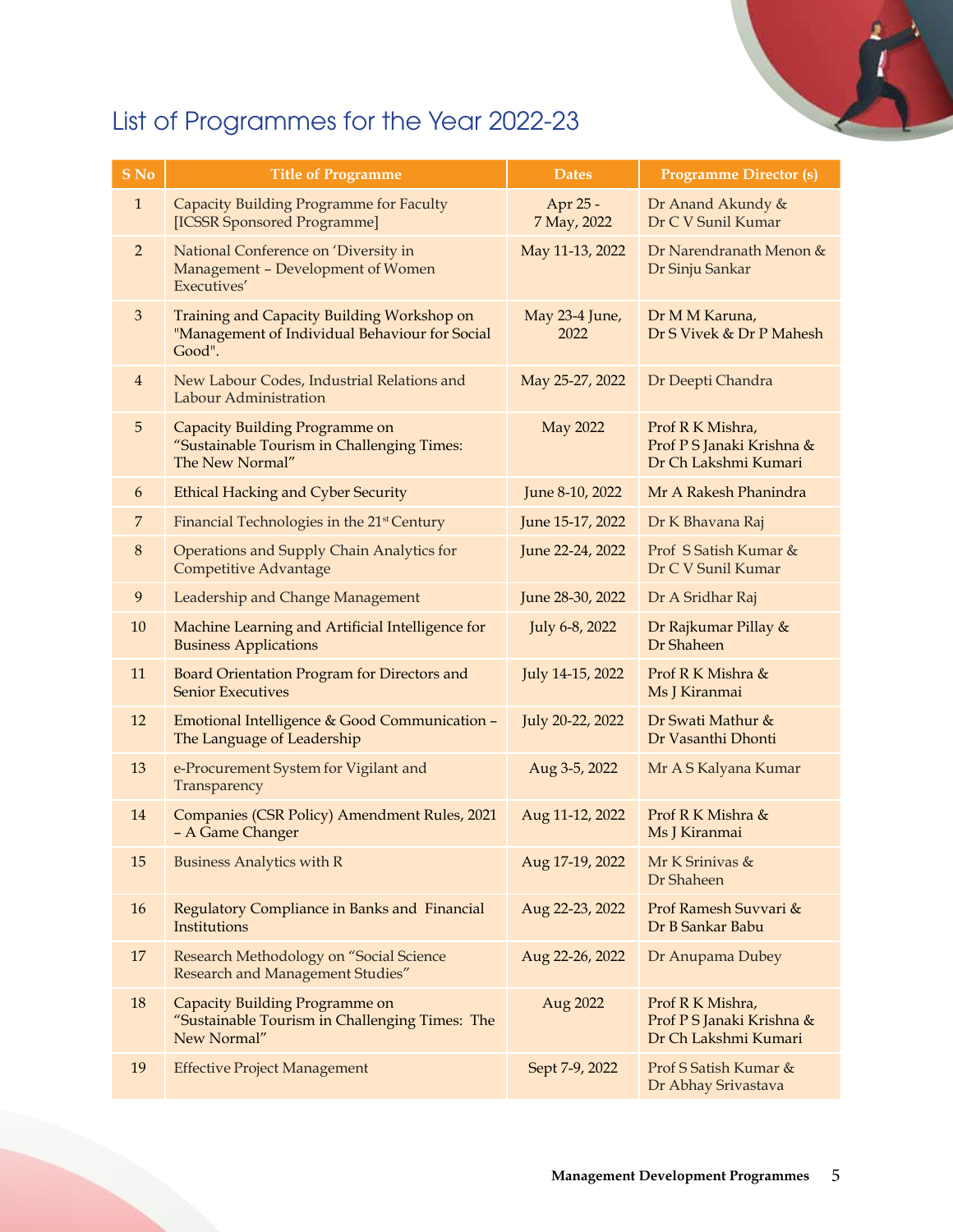# List of Programmes for the Year 2022-23

| S No | Title of Programme | Dates | Programme Director (s) |
|---|---|---|---|
| 1 | Capacity Building Programme for Faculty [ICSSR Sponsored Programme] | Apr 25 - 7 May, 2022 | Dr Anand Akundy & Dr C V Sunil Kumar |
| 2 | National Conference on 'Diversity in Management – Development of Women Executives' | May 11-13, 2022 | Dr Narendranath Menon & Dr Sinju Sankar |
| 3 | Training and Capacity Building Workshop on "Management of Individual Behaviour for Social Good". | May 23-4 June, 2022 | Dr M M Karuna, Dr S Vivek & Dr P Mahesh |
| 4 | New Labour Codes, Industrial Relations and Labour Administration | May 25-27, 2022 | Dr Deepti Chandra |
| 5 | Capacity Building Programme on "Sustainable Tourism in Challenging Times: The New Normal" | May 2022 | Prof R K Mishra, Prof P S Janaki Krishna & Dr Ch Lakshmi Kumari |
| 6 | Ethical Hacking and Cyber Security | June 8-10, 2022 | Mr A Rakesh Phanindra |
| 7 | Financial Technologies in the 21st Century | June 15-17, 2022 | Dr K Bhavana Raj |
| 8 | Operations and Supply Chain Analytics for Competitive Advantage | June 22-24, 2022 | Prof S Satish Kumar & Dr C V Sunil Kumar |
| 9 | Leadership and Change Management | June 28-30, 2022 | Dr A Sridhar Raj |
| 10 | Machine Learning and Artificial Intelligence for Business Applications | July 6-8, 2022 | Dr Rajkumar Pillay & Dr Shaheen |
| 11 | Board Orientation Program for Directors and Senior Executives | July 14-15, 2022 | Prof R K Mishra & Ms J Kiranmai |
| 12 | Emotional Intelligence & Good Communication – The Language of Leadership | July 20-22, 2022 | Dr Swati Mathur & Dr Vasanthi Dhonti |
| 13 | e-Procurement System for Vigilant and Transparency | Aug 3-5, 2022 | Mr A S Kalyana Kumar |
| 14 | Companies (CSR Policy) Amendment Rules, 2021 – A Game Changer | Aug 11-12, 2022 | Prof R K Mishra & Ms J Kiranmai |
| 15 | Business Analytics with R | Aug 17-19, 2022 | Mr K Srinivas & Dr Shaheen |
| 16 | Regulatory Compliance in Banks and Financial Institutions | Aug 22-23, 2022 | Prof Ramesh Suvvari & Dr B Sankar Babu |
| 17 | Research Methodology on "Social Science Research and Management Studies" | Aug 22-26, 2022 | Dr Anupama Dubey |
| 18 | Capacity Building Programme on "Sustainable Tourism in Challenging Times: The New Normal" | Aug 2022 | Prof R K Mishra, Prof P S Janaki Krishna & Dr Ch Lakshmi Kumari |
| 19 | Effective Project Management | Sept 7-9, 2022 | Prof S Satish Kumar & Dr Abhay Srivastava |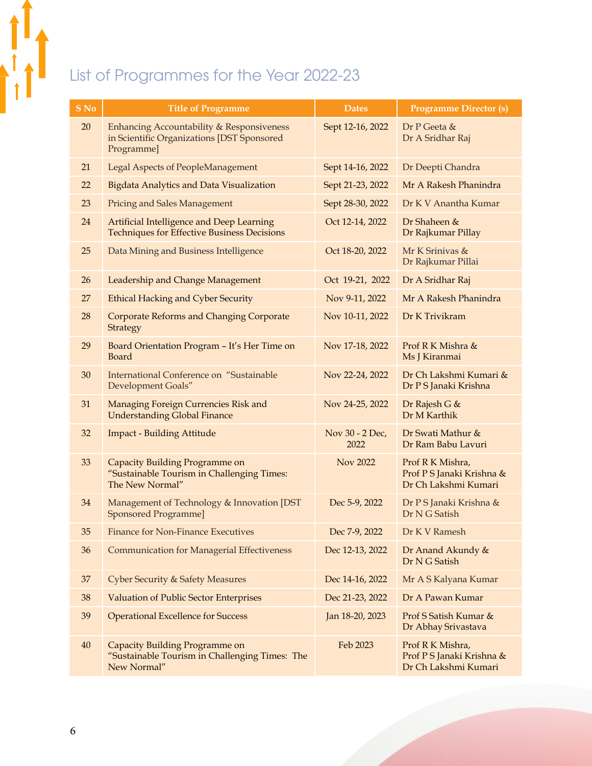## List of Programmes for the Year 2022-23

| S No | Title of Programme | Dates | Programme Director (s) |
|---|---|---|---|
| 20 | Enhancing Accountability & Responsiveness in Scientific Organizations [DST Sponsored Programme] | Sept 12-16, 2022 | Dr P Geeta & Dr A Sridhar Raj |
| 21 | Legal Aspects of PeopleManagement | Sept 14-16, 2022 | Dr Deepti Chandra |
| 22 | Bigdata Analytics and Data Visualization | Sept 21-23, 2022 | Mr A Rakesh Phanindra |
| 23 | Pricing and Sales Management | Sept 28-30, 2022 | Dr K V Anantha Kumar |
| 24 | Artificial Intelligence and Deep Learning Techniques for Effective Business Decisions | Oct 12-14, 2022 | Dr Shaheen & Dr Rajkumar Pillay |
| 25 | Data Mining and Business Intelligence | Oct 18-20, 2022 | Mr K Srinivas & Dr Rajkumar Pillai |
| 26 | Leadership and Change Management | Oct 19-21, 2022 | Dr A Sridhar Raj |
| 27 | Ethical Hacking and Cyber Security | Nov 9-11, 2022 | Mr A Rakesh Phanindra |
| 28 | Corporate Reforms and Changing Corporate Strategy | Nov 10-11, 2022 | Dr K Trivikram |
| 29 | Board Orientation Program – It's Her Time on Board | Nov 17-18, 2022 | Prof R K Mishra & Ms J Kiranmai |
| 30 | International Conference on "Sustainable Development Goals" | Nov 22-24, 2022 | Dr Ch Lakshmi Kumari & Dr P S Janaki Krishna |
| 31 | Managing Foreign Currencies Risk and Understanding Global Finance | Nov 24-25, 2022 | Dr Rajesh G & Dr M Karthik |
| 32 | Impact - Building Attitude | Nov 30 - 2 Dec, 2022 | Dr Swati Mathur & Dr Ram Babu Lavuri |
| 33 | Capacity Building Programme on "Sustainable Tourism in Challenging Times: The New Normal" | Nov 2022 | Prof R K Mishra, Prof P S Janaki Krishna & Dr Ch Lakshmi Kumari |
| 34 | Management of Technology & Innovation [DST Sponsored Programme] | Dec 5-9, 2022 | Dr P S Janaki Krishna & Dr N G Satish |
| 35 | Finance for Non-Finance Executives | Dec 7-9, 2022 | Dr K V Ramesh |
| 36 | Communication for Managerial Effectiveness | Dec 12-13, 2022 | Dr Anand Akundy & Dr N G Satish |
| 37 | Cyber Security & Safety Measures | Dec 14-16, 2022 | Mr A S Kalyana Kumar |
| 38 | Valuation of Public Sector Enterprises | Dec 21-23, 2022 | Dr A Pawan Kumar |
| 39 | Operational Excellence for Success | Jan 18-20, 2023 | Prof S Satish Kumar & Dr Abhay Srivastava |
| 40 | Capacity Building Programme on "Sustainable Tourism in Challenging Times: The New Normal" | Feb 2023 | Prof R K Mishra, Prof P S Janaki Krishna & Dr Ch Lakshmi Kumari |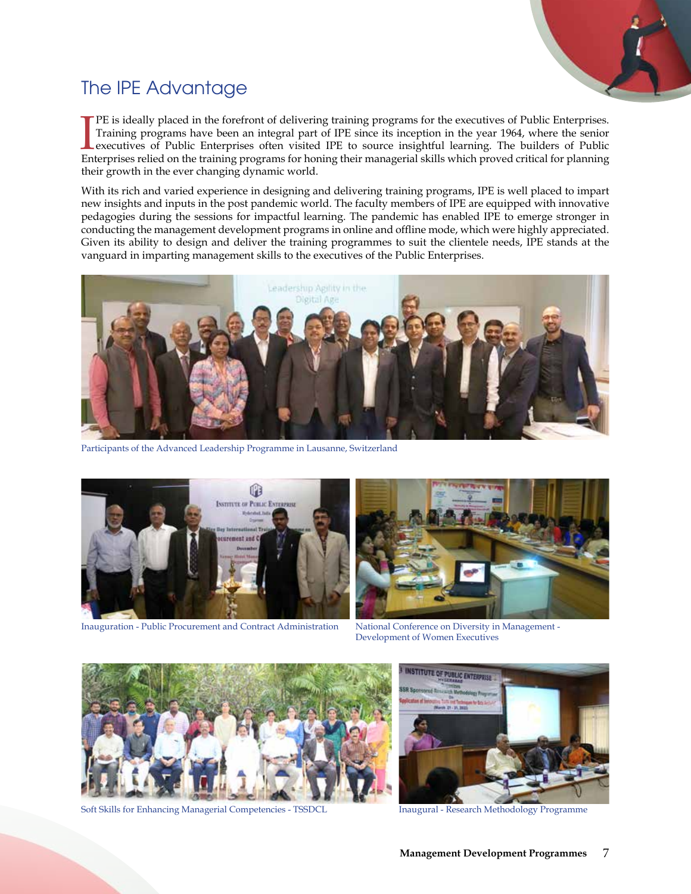## The IPE Advantage

IPE is ideally placed in the forefront of delivering training programs for the executives of Public Enterprises. Training programs have been an integral part of IPE since its inception in the year 1964, where the senior executives of Public Enterprises often visited IPE to source insightful learning. The builders of Public Enterprises relied on the training programs for honing their managerial skills which proved critical for planning their growth in the ever changing dynamic world.

With its rich and varied experience in designing and delivering training programs, IPE is well placed to impart new insights and inputs in the post pandemic world. The faculty members of IPE are equipped with innovative pedagogies during the sessions for impactful learning. The pandemic has enabled IPE to emerge stronger in conducting the management development programs in online and offline mode, which were highly appreciated. Given its ability to design and deliver the training programmes to suit the clientele needs, IPE stands at the vanguard in imparting management skills to the executives of the Public Enterprises.

Participants of the Advanced Leadership Programme in Lausanne, Switzerland

Inauguration - Public Procurement and Contract Administration

National Conference on Diversity in Management - Development of Women Executives

Soft Skills for Enhancing Managerial Competencies - TSSDCL

Inaugural - Research Methodology Programme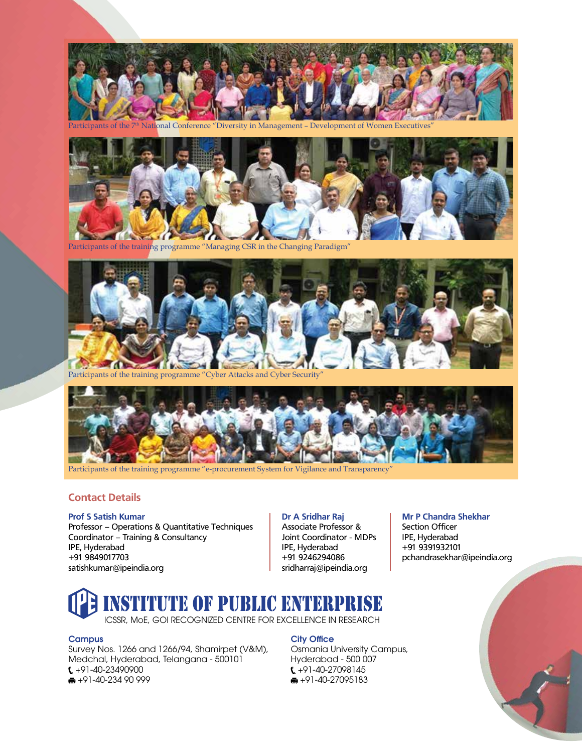Participants of the 7th National Conference "Diversity in Management – Development of Women Executives"

Participants of the training programme "Managing CSR in the Changing Paradigm"

Participants of the training programme "Cyber Attacks and Cyber Security"

Participants of the training programme "e-procurement System for Vigilance and Transparency"

## Contact Details

**Prof S Satish Kumar**
Professor – Operations & Quantitative Techniques
Coordinator – Training & Consultancy
IPE, Hyderabad
+91 9849017703
satishkumar@ipeindia.org

**Dr A Sridhar Raj**
Associate Professor &
Joint Coordinator - MDPs
IPE, Hyderabad
+91 9246294086
sridharraj@ipeindia.org

**Mr P Chandra Shekhar**
Section Officer
IPE, Hyderabad
+91 9391932101
pchandrasekhar@ipeindia.org

# INSTITUTE OF PUBLIC ENTERPRISE

ICSSR, MoE, GOI RECOGNIZED CENTRE FOR EXCELLENCE IN RESEARCH

**Campus**
Survey Nos. 1266 and 1266/94, Shamirpet (V&M),
Medchal, Hyderabad, Telangana - 500101
+91-40-23490900
+91-40-234 90 999

**City Office**
Osmania University Campus,
Hyderabad - 500 007
+91-40-27098145
+91-40-27095183